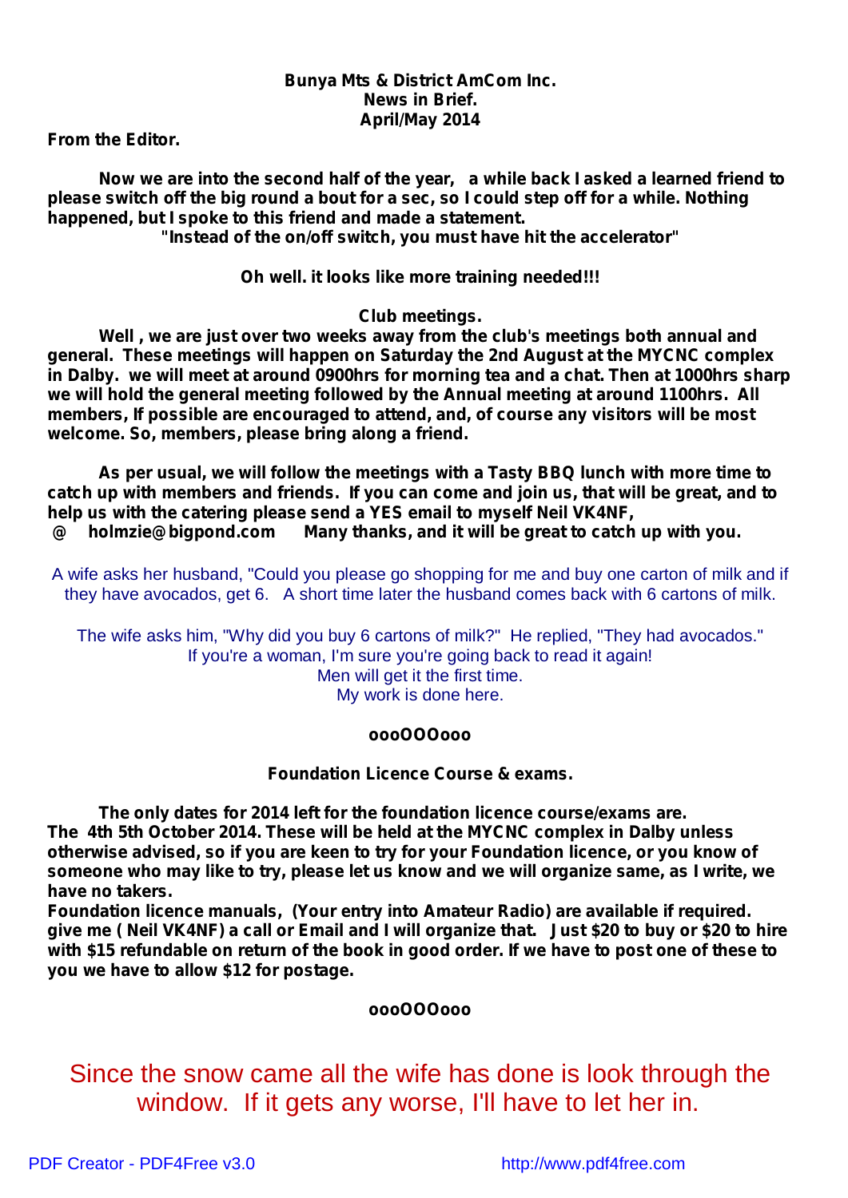**Bunya Mts & District AmCom Inc.**
**News in Brief.**
**April/May 2014**

**From the Editor.**

**Now we are into the second half of the year,  a while back I asked a learned friend to please switch off the big round a bout for a sec, so I could step off for a while. Nothing happened, but I spoke to this friend and made a statement.**

**"Instead of the on/off switch, you must have hit the accelerator"**

**Oh well. it looks like more training needed!!!**

**Club meetings.**

**Well , we are just over two weeks away from the club's meetings both annual and general.  These meetings will happen on Saturday the 2nd August at the MYCNC complex in Dalby.  we will meet at around 0900hrs for morning tea and a chat. Then at 1000hrs sharp we will hold the general meeting followed by the Annual meeting at around 1100hrs.  All members, If possible are encouraged to attend, and, of course any visitors will be most welcome. So, members, please bring along a friend.**

**As per usual, we will follow the meetings with a Tasty BBQ lunch with more time to catch up with members and friends.  If you can come and join us, that will be great, and to help us with the catering please send a YES email to myself Neil VK4NF, @  holmzie@bigpond.com   Many thanks, and it will be great to catch up with you.**

A wife asks her husband, "Could you please go shopping for me and buy one carton of milk and if they have avocados, get 6.  A short time later the husband comes back with 6 cartons of milk.

The wife asks him, "Why did you buy 6 cartons of milk?"  He replied, "They had avocados."
If you're a woman, I'm sure you're going back to read it again!
Men will get it the first time.
My work is done here.

**oooOOOooo**

**Foundation Licence Course & exams.**

**The only dates for 2014 left for the foundation licence course/exams are.**
**The  4th 5th October 2014. These will be held at the MYCNC complex in Dalby unless otherwise advised, so if you are keen to try for your Foundation licence, or you know of someone who may like to try, please let us know and we will organize same, as I write, we have no takers.**
**Foundation licence manuals,  (Your entry into Amateur Radio) are available if required. give me ( Neil VK4NF) a call or Email and I will organize that.  Just $20 to buy or $20 to hire with $15 refundable on return of the book in good order. If we have to post one of these to you we have to allow $12 for postage.**

**oooOOOooo**

Since the snow came all the wife has done is look through the window.  If it gets any worse, I'll have to let her in.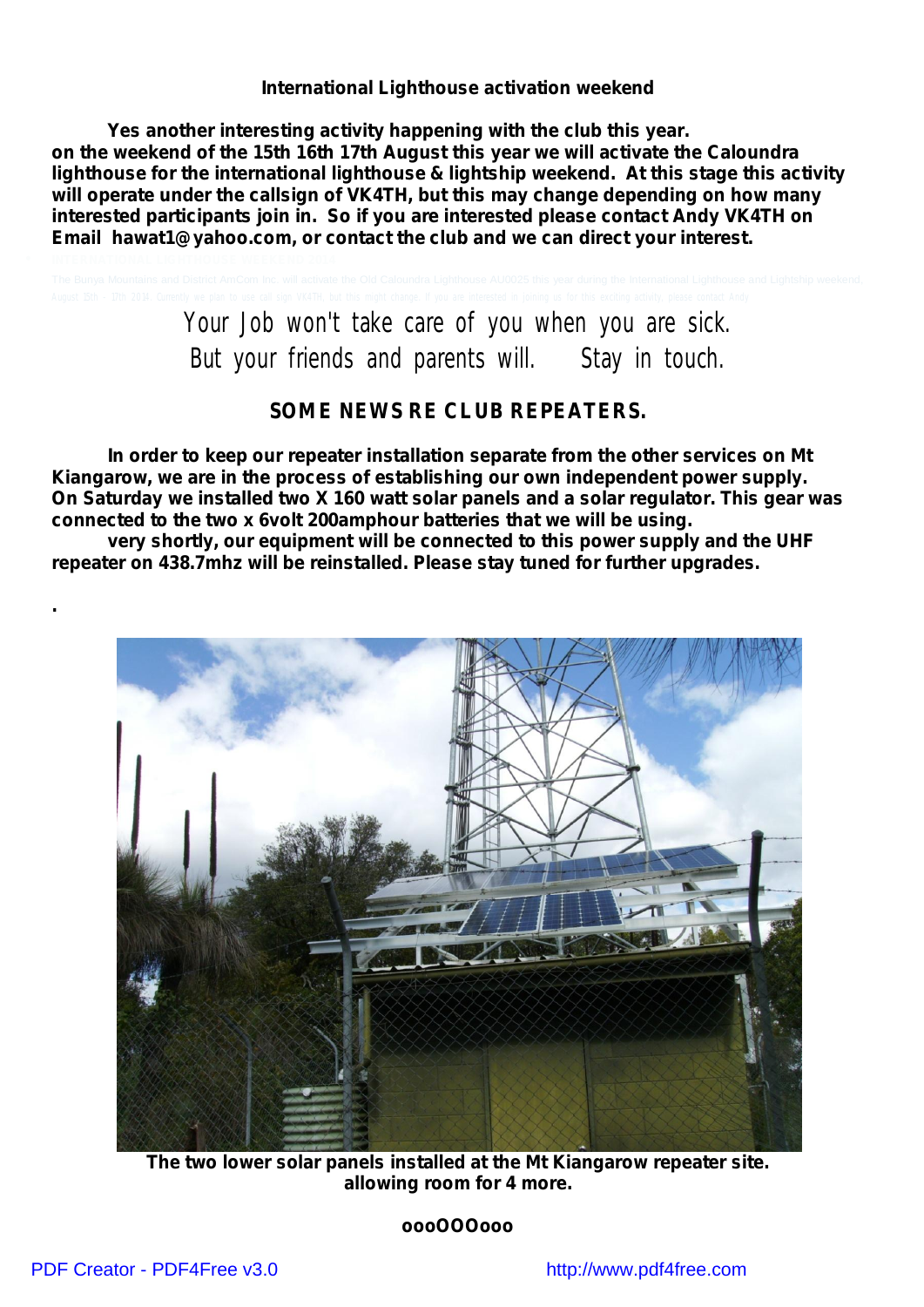**International Lighthouse activation weekend**

**Yes another interesting activity happening with the club this year. on the weekend of the 15th 16th 17th August this year we will activate the Caloundra lighthouse for the international lighthouse & lightship weekend. At this stage this activity will operate under the callsign of VK4TH, but this may change depending on how many interested participants join in. So if you are interested please contact Andy VK4TH on Email hawat1@yahoo.com, or contact the club and we can direct your interest.**

INTERNATIONAL LIGHTHOUSE WEEKEND 2014

The Bunya Mountains and District AmCom Inc. will activate the Old Caloundra Lighthouse AU0025 this year during the International Lighthouse and Lightship weekend, August 15th - 17th 2014. Currently we plan to use call sign VK4TH, but this might change. If you are interested in joining us for this exciting activity, please contact Andy

Your Job won't take care of you when you are sick.
But your friends and parents will. Stay in touch.

## SOME NEWS RE CLUB REPEATERS.

**In order to keep our repeater installation separate from the other services on Mt Kiangarow, we are in the process of establishing our own independent power supply. On Saturday we installed two X 160 watt solar panels and a solar regulator. This gear was connected to the two x 6volt 200amphour batteries that we will be using.**

**very shortly, our equipment will be connected to this power supply and the UHF repeater on 438.7mhz will be reinstalled. Please stay tuned for further upgrades.**

**The two lower solar panels installed at the Mt Kiangarow repeater site. allowing room for 4 more.**

**oooOOOooo**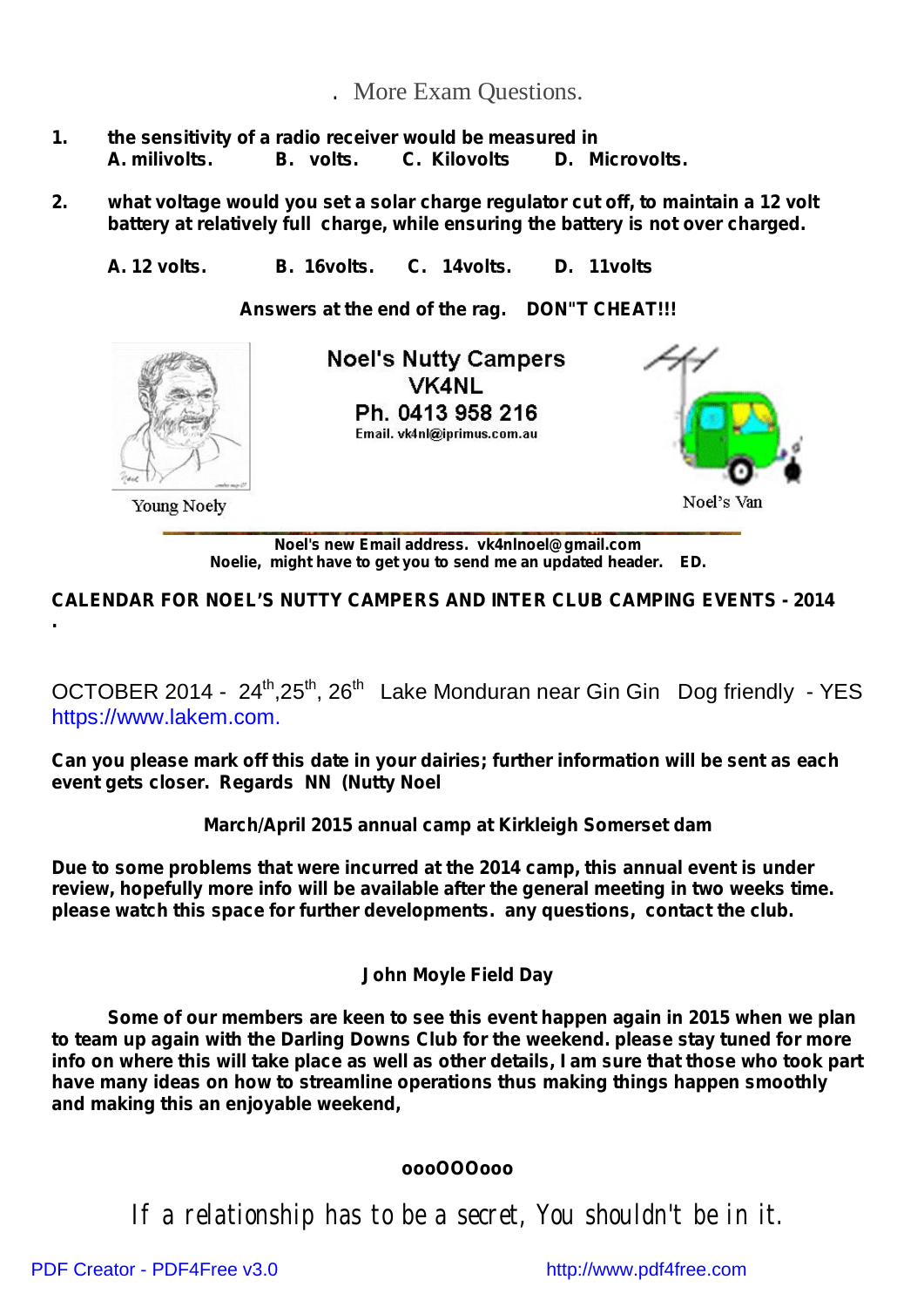. More Exam Questions.

1. **the sensitivity of a radio receiver would be measured in**
   **A. milivolts. B. volts. C. Kilovolts D. Microvolts.**

2. **what voltage would you set a solar charge regulator cut off, to maintain a 12 volt battery at relatively full charge, while ensuring the battery is not over charged.**

   **A. 12 volts. B. 16volts. C. 14volts. D. 11volts**

**Answers at the end of the rag. DON"T CHEAT!!!**

**Noel's Nutty Campers**
**VK4NL**
**Ph. 0413 958 216**
**Email. vk4nl@iprimus.com.au**

Young Noely

Noel's Van

**Noel's new Email address. vk4nlnoel@gmail.com**
**Noelie, might have to get you to send me an updated header. ED.**

**CALENDAR FOR NOEL'S NUTTY CAMPERS AND INTER CLUB CAMPING EVENTS - 2014**

.

OCTOBER 2014 - 24th,25th, 26th Lake Monduran near Gin Gin Dog friendly - YES
https://www.lakem.com.

**Can you please mark off this date in your dairies; further information will be sent as each event gets closer. Regards NN (Nutty Noel**

**March/April 2015 annual camp at Kirkleigh Somerset dam**

**Due to some problems that were incurred at the 2014 camp, this annual event is under review, hopefully more info will be available after the general meeting in two weeks time. please watch this space for further developments. any questions, contact the club.**

**John Moyle Field Day**

**Some of our members are keen to see this event happen again in 2015 when we plan to team up again with the Darling Downs Club for the weekend. please stay tuned for more info on where this will take place as well as other details, I am sure that those who took part have many ideas on how to streamline operations thus making things happen smoothly and making this an enjoyable weekend,**

**oooOOOooo**

If a relationship has to be a secret, You shouldn't be in it.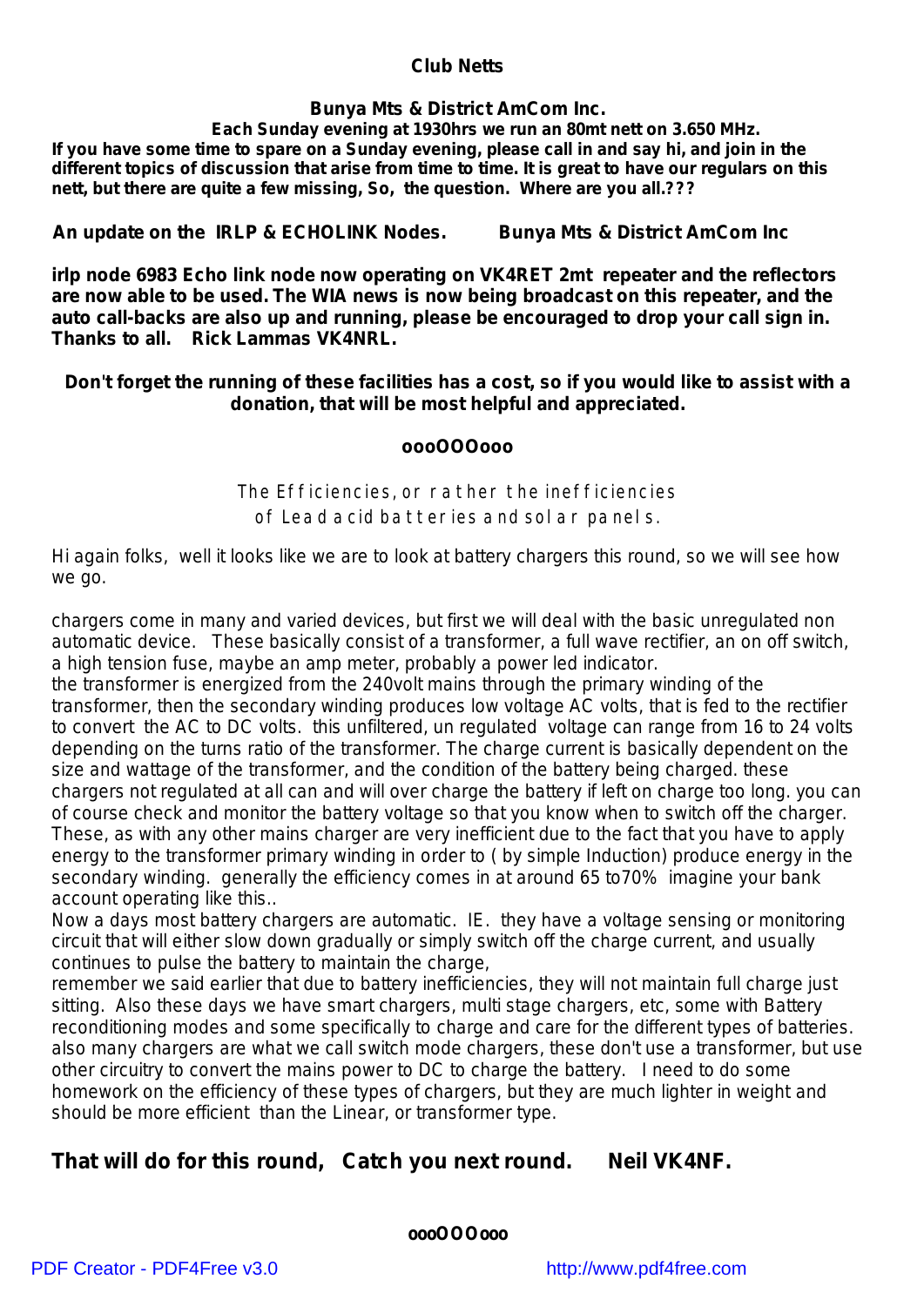## Club Netts

**Bunya Mts & District AmCom Inc.**

**Each Sunday evening at 1930hrs we run an 80mt nett on 3.650 MHz.**

**If you have some time to spare on a Sunday evening, please call in and say hi, and join in the different topics of discussion that arise from time to time. It is great to have our regulars on this nett, but there are quite a few missing, So, the question. Where are you all.???**

**An update on the IRLP & ECHOLINK Nodes. Bunya Mts & District AmCom Inc**

**irlp node 6983 Echo link node now operating on VK4RET 2mt repeater and the reflectors are now able to be used. The WIA news is now being broadcast on this repeater, and the auto call-backs are also up and running, please be encouraged to drop your call sign in. Thanks to all. Rick Lammas VK4NRL.**

**Don't forget the running of these facilities has a cost, so if you would like to assist with a donation, that will be most helpful and appreciated.**

**oooOOOooo**

The Efficiencies, or rather the inefficiencies of Lead acid batteries and solar panels.

Hi again folks, well it looks like we are to look at battery chargers this round, so we will see how we go.

chargers come in many and varied devices, but first we will deal with the basic unregulated non automatic device. These basically consist of a transformer, a full wave rectifier, an on off switch, a high tension fuse, maybe an amp meter, probably a power led indicator.
the transformer is energized from the 240volt mains through the primary winding of the transformer, then the secondary winding produces low voltage AC volts, that is fed to the rectifier to convert the AC to DC volts. this unfiltered, un regulated voltage can range from 16 to 24 volts depending on the turns ratio of the transformer. The charge current is basically dependent on the size and wattage of the transformer, and the condition of the battery being charged. these chargers not regulated at all can and will over charge the battery if left on charge too long. you can of course check and monitor the battery voltage so that you know when to switch off the charger. These, as with any other mains charger are very inefficient due to the fact that you have to apply energy to the transformer primary winding in order to ( by simple Induction) produce energy in the secondary winding. generally the efficiency comes in at around 65 to70% imagine your bank account operating like this..
Now a days most battery chargers are automatic. IE. they have a voltage sensing or monitoring circuit that will either slow down gradually or simply switch off the charge current, and usually continues to pulse the battery to maintain the charge,
remember we said earlier that due to battery inefficiencies, they will not maintain full charge just sitting. Also these days we have smart chargers, multi stage chargers, etc, some with Battery reconditioning modes and some specifically to charge and care for the different types of batteries. also many chargers are what we call switch mode chargers, these don't use a transformer, but use other circuitry to convert the mains power to DC to charge the battery. I need to do some homework on the efficiency of these types of chargers, but they are much lighter in weight and should be more efficient than the Linear, or transformer type.

**That will do for this round, Catch you next round. Neil VK4NF.**

**oooOOOooo**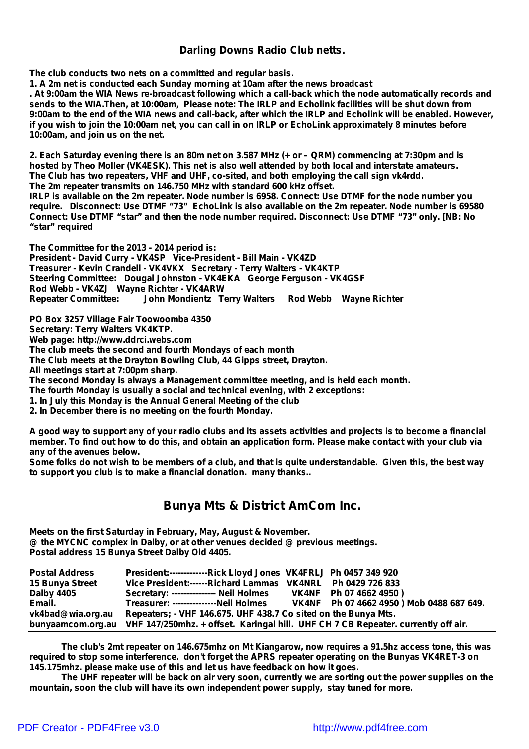## Darling Downs Radio Club netts.

**The club conducts two nets on a committed and regular basis.**
**1. A 2m net is conducted each Sunday morning at 10am after the news broadcast**
**. At 9:00am the WIA News re-broadcast following which a call-back which the node automatically records and sends to the WIA.Then, at 10:00am, Please note: The IRLP and Echolink facilities will be shut down from 9:00am to the end of the WIA news and call-back, after which the IRLP and Echolink will be enabled. However, if you wish to join the 10:00am net, you can call in on IRLP or EchoLink approximately 8 minutes before 10:00am, and join us on the net.**

**2. Each Saturday evening there is an 80m net on 3.587 MHz (+ or – QRM) commencing at 7:30pm and is hosted by Theo Moller (VK4ESK). This net is also well attended by both local and interstate amateurs.**
**The Club has two repeaters, VHF and UHF, co-sited, and both employing the call sign vk4rdd.**
**The 2m repeater transmits on 146.750 MHz with standard 600 kHz offset.**
**IRLP is available on the 2m repeater. Node number is 6958. Connect: Use DTMF for the node number you require. Disconnect: Use DTMF "73" EchoLink is also available on the 2m repeater. Node number is 69580 Connect: Use DTMF "star" and then the node number required. Disconnect: Use DTMF "73" only. [NB: No "star" required**

**The Committee for the 2013 - 2014 period is:**
**President - David Curry - VK4SP Vice-President - Bill Main - VK4ZD**
**Treasurer - Kevin Crandell - VK4VKX Secretary - Terry Walters - VK4KTP**
**Steering Committee: Dougal Johnston - VK4EKA George Ferguson - VK4GSF**
**Rod Webb - VK4ZJ Wayne Richter - VK4ARW**
**Repeater Committee: John Mondientz Terry Walters Rod Webb Wayne Richter**

**PO Box 3257 Village Fair Toowoomba 4350**
**Secretary: Terry Walters VK4KTP.**
**Web page: http://www.ddrci.webs.com**
**The club meets the second and fourth Mondays of each month**
**The Club meets at the Drayton Bowling Club, 44 Gipps street, Drayton.**
**All meetings start at 7:00pm sharp.**
**The second Monday is always a Management committee meeting, and is held each month.**
**The fourth Monday is usually a social and technical evening, with 2 exceptions:**
**1. In July this Monday is the Annual General Meeting of the club**
**2. In December there is no meeting on the fourth Monday.**

**A good way to support any of your radio clubs and its assets activities and projects is to become a financial member. To find out how to do this, and obtain an application form. Please make contact with your club via any of the avenues below.**
**Some folks do not wish to be members of a club, and that is quite understandable. Given this, the best way to support you club is to make a financial donation. many thanks..**

## Bunya Mts & District AmCom Inc.

**Meets on the first Saturday in February, May, August & November.**
**@ the MYCNC complex in Dalby, or at other venues decided @ previous meetings.**
**Postal address 15 Bunya Street Dalby Qld 4405.**

| | |
|---|---|
| **Postal Address** | **President:-------------Rick Lloyd Jones VK4FRLJ Ph 0457 349 920** |
| **15 Bunya Street** | **Vice President:------Richard Lammas VK4NRL Ph 0429 726 833** |
| **Dalby 4405** | **Secretary: --------------- Neil Holmes VK4NF Ph 07 4662 4950 )** |
| **Email.** | **Treasurer: ---------------Neil Holmes VK4NF Ph 07 4662 4950 ) Mob 0488 687 649.** |
| **vk4bad@wia.org.au** | **Repeaters; - VHF 146.675. UHF 438.7 Co sited on the Bunya Mts.** |
| **bunyaamcom.org.au** | **VHF 147/250mhz. + offset. Karingal hill. UHF CH 7 CB Repeater. currently off air.** |

**The club's 2mt repeater on 146.675mhz on Mt Kiangarow, now requires a 91.5hz access tone, this was required to stop some interference. don't forget the APRS repeater operating on the Bunyas VK4RET-3 on 145.175mhz. please make use of this and let us have feedback on how it goes.**

**The UHF repeater will be back on air very soon, currently we are sorting out the power supplies on the mountain, soon the club will have its own independent power supply, stay tuned for more.**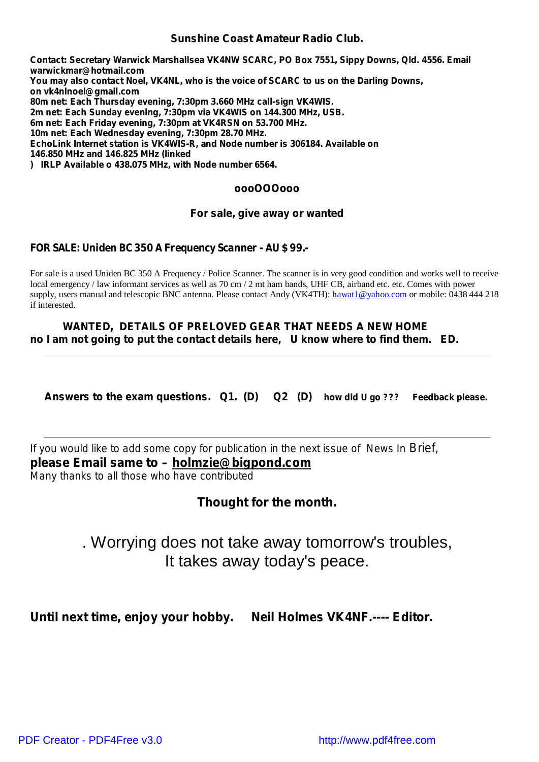## Sunshine Coast Amateur Radio Club.

**Contact: Secretary Warwick Marshallsea VK4NW SCARC, PO Box 7551, Sippy Downs, Qld. 4556. Email warwickmar@hotmail.com**
**You may also contact Noel, VK4NL, who is the voice of SCARC to us on the Darling Downs, on vk4nlnoel@gmail.com**
**80m net: Each Thursday evening, 7:30pm 3.660 MHz call-sign VK4WIS.**
**2m net: Each Sunday evening, 7:30pm via VK4WIS on 144.300 MHz, USB.**
**6m net: Each Friday evening, 7:30pm at VK4RSN on 53.700 MHz.**
**10m net: Each Wednesday evening, 7:30pm 28.70 MHz.**
**EchoLink Internet station is VK4WIS-R, and Node number is 306184. Available on 146.850 MHz and 146.825 MHz (linked**
**) IRLP Available o 438.075 MHz, with Node number 6564.**

**oooOOOooo**

## For sale, give away or wanted

### FOR SALE: Uniden BC 350 A Frequency Scanner - AU $ 99.-

For sale is a used Uniden BC 350 A Frequency / Police Scanner. The scanner is in very good condition and works well to receive local emergency / law informant services as well as 70 cm / 2 mt ham bands, UHF CB, airband etc. etc. Comes with power supply, users manual and telescopic BNC antenna. Please contact Andy (VK4TH): hawat1@yahoo.com or mobile: 0438 444 218 if interested.

**WANTED, DETAILS OF PRELOVED GEAR THAT NEEDS A NEW HOME**
**no I am not going to put the contact details here, U know where to find them. ED.**

---

**Answers to the exam questions. Q1. (D) Q2 (D) how did U go ??? Feedback please.**

---

If you would like to add some copy for publication in the next issue of News In Brief,
**please Email same to – holmzie@bigpond.com**
Many thanks to all those who have contributed

## Thought for the month.

. Worrying does not take away tomorrow's troubles,
It takes away today's peace.

**Until next time, enjoy your hobby. Neil Holmes VK4NF.---- Editor.**